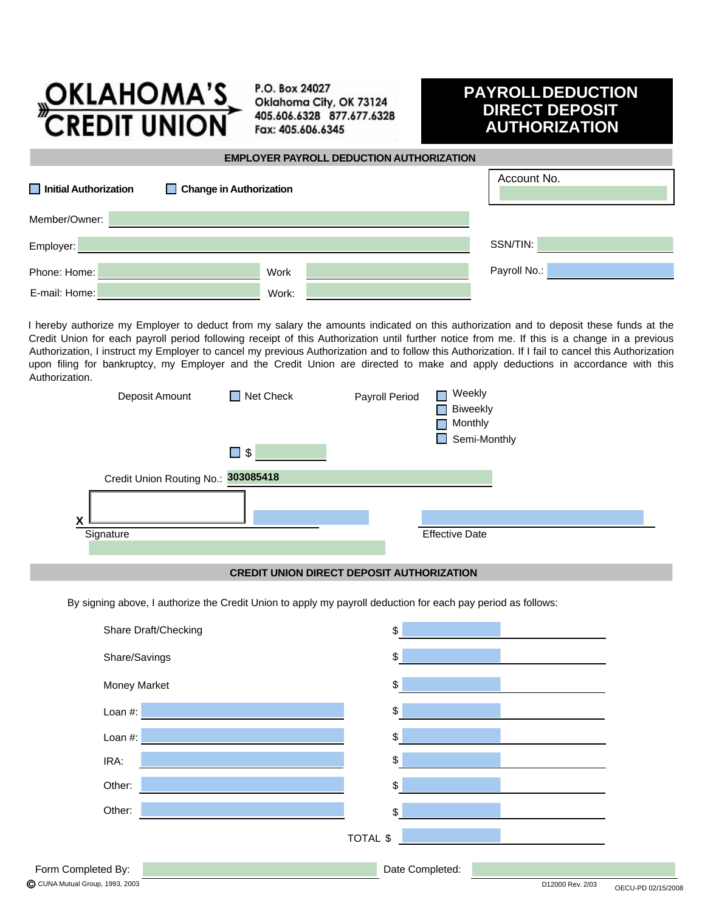**OKLAHOMA'S CREDIT UNION**

P.O. Box 24027
Oklahoma City, OK 73124
405.606.6328 877.677.6328
Fax: 405.606.6345

# PAYROLL DEDUCTION DIRECT DEPOSIT AUTHORIZATION

## EMPLOYER PAYROLL DEDUCTION AUTHORIZATION

☐ **Initial Authorization** ☐ **Change in Authorization**

Account No.

Member/Owner:

Employer:

SSN/TIN:

Phone: Home: Work

Payroll No.:

E-mail: Home: Work:

I hereby authorize my Employer to deduct from my salary the amounts indicated on this authorization and to deposit these funds at the Credit Union for each payroll period following receipt of this Authorization until further notice from me. If this is a change in a previous Authorization, I instruct my Employer to cancel my previous Authorization and to follow this Authorization. If I fail to cancel this Authorization upon filing for bankruptcy, my Employer and the Credit Union are directed to make and apply deductions in accordance with this Authorization.

Deposit Amount ☐ Net Check

☐ $

Payroll Period ☐ Weekly ☐ Biweekly ☐ Monthly ☐ Semi-Monthly

Credit Union Routing No.: **303085418**

X

Signature

Effective Date

## CREDIT UNION DIRECT DEPOSIT AUTHORIZATION

By signing above, I authorize the Credit Union to apply my payroll deduction for each pay period as follows:

| | |
|---|---|
| Share Draft/Checking | $ |
| Share/Savings | $ |
| Money Market | $ |
| Loan #: | $ |
| Loan #: | $ |
| IRA: | $ |
| Other: | $ |
| Other: | $ |
| TOTAL | $ |

Form Completed By: Date Completed:

© CUNA Mutual Group, 1993, 2003 D12000 Rev. 2/03 OECU-PD 02/15/2008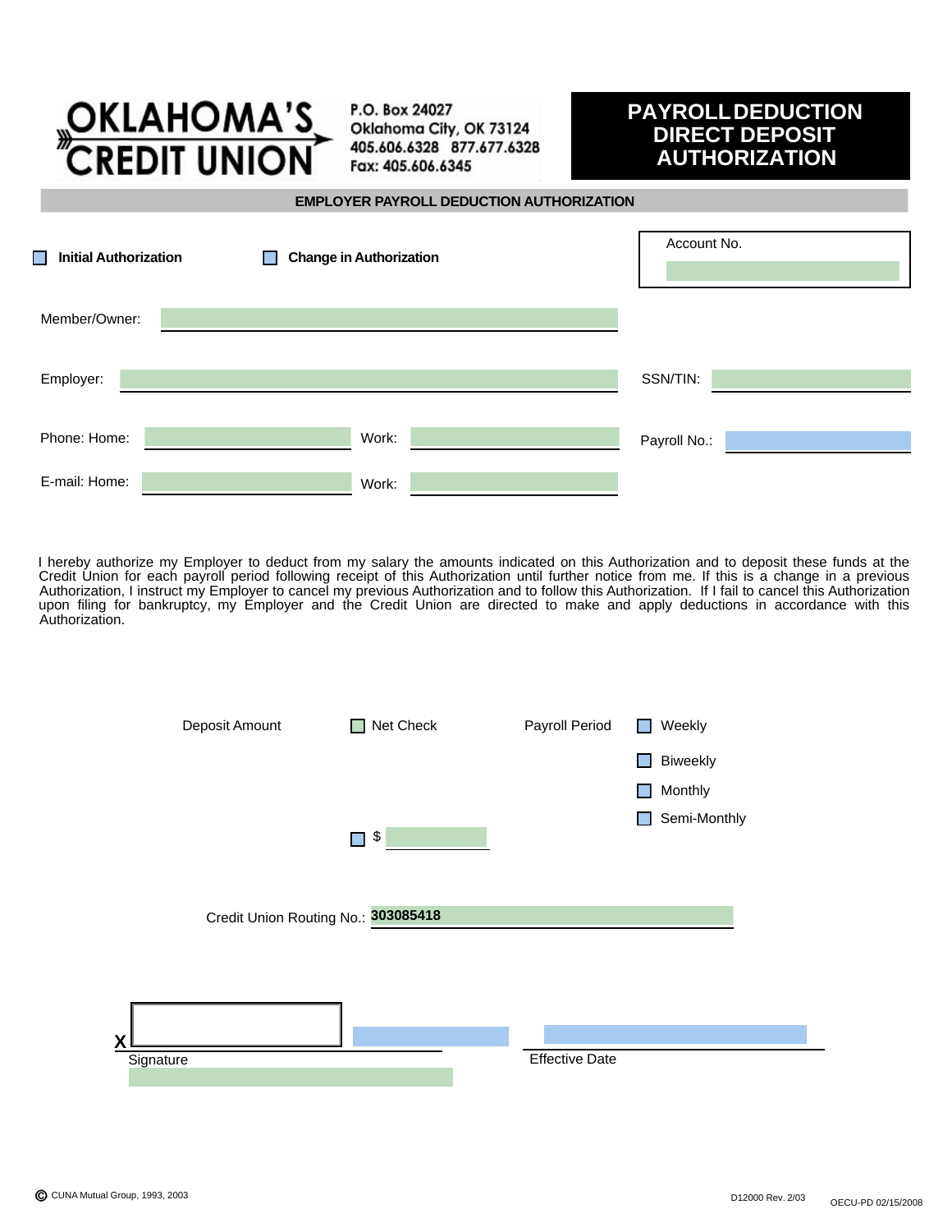**OKLAHOMA'S CREDIT UNION**

P.O. Box 24027
Oklahoma City, OK 73124
405.606.6328 877.677.6328
Fax: 405.606.6345

# PAYROLL DEDUCTION DIRECT DEPOSIT AUTHORIZATION

## EMPLOYER PAYROLL DEDUCTION AUTHORIZATION

☐ **Initial Authorization** ☐ **Change in Authorization**

Account No.

Member/Owner:

Employer: SSN/TIN:

Phone: Home: Work: Payroll No.:

E-mail: Home: Work:

I hereby authorize my Employer to deduct from my salary the amounts indicated on this Authorization and to deposit these funds at the Credit Union for each payroll period following receipt of this Authorization until further notice from me. If this is a change in a previous Authorization, I instruct my Employer to cancel my previous Authorization and to follow this Authorization. If I fail to cancel this Authorization upon filing for bankruptcy, my Employer and the Credit Union are directed to make and apply deductions in accordance with this Authorization.

Deposit Amount ☐ Net Check

☐ $

Payroll Period ☐ Weekly ☐ Biweekly ☐ Monthly ☐ Semi-Monthly

Credit Union Routing No.: **303085418**

X

Signature

Effective Date

© CUNA Mutual Group, 1993, 2003

D12000 Rev. 2/03 OECU-PD 02/15/2008